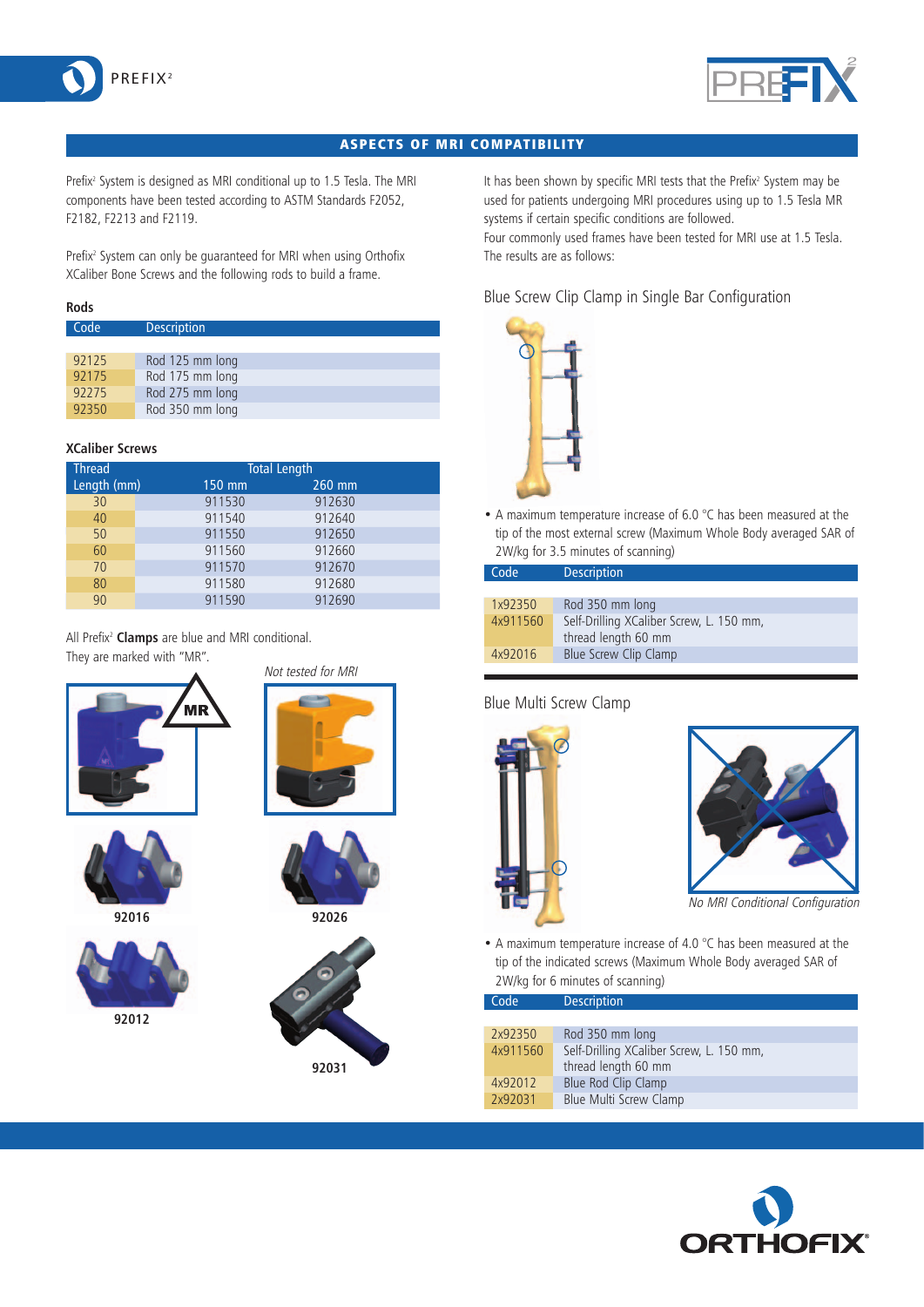## ASPECTS OF MRI COMPATIBILITY

Prefix² System is designed as MRI conditional up to 1.5 Tesla. The MRI components have been tested according to ASTM Standards F2052, F2182, F2213 and F2119.

Prefix² System can only be guaranteed for MRI when using Orthofix XCaliber Bone Screws and the following rods to build a frame.

### Rods

| Code | Description |
|---|---|
| 92125 | Rod 125 mm long |
| 92175 | Rod 175 mm long |
| 92275 | Rod 275 mm long |
| 92350 | Rod 350 mm long |

### XCaliber Screws

| Thread | Total Length | |
|---|---|---|
| Length (mm) | 150 mm | 260 mm |
| 30 | 911530 | 912630 |
| 40 | 911540 | 912640 |
| 50 | 911550 | 912650 |
| 60 | 911560 | 912660 |
| 70 | 911570 | 912670 |
| 80 | 911580 | 912680 |
| 90 | 911590 | 912690 |

All Prefix² **Clamps** are blue and MRI conditional. They are marked with "MR".

MR

*Not tested for MRI*

92016

92026

92012

92031

It has been shown by specific MRI tests that the Prefix² System may be used for patients undergoing MRI procedures using up to 1.5 Tesla MR systems if certain specific conditions are followed.
Four commonly used frames have been tested for MRI use at 1.5 Tesla. The results are as follows:

### Blue Screw Clip Clamp in Single Bar Configuration

- A maximum temperature increase of 6.0 °C has been measured at the tip of the most external screw (Maximum Whole Body averaged SAR of 2W/kg for 3.5 minutes of scanning)

| Code | Description |
|---|---|
| 1x92350 | Rod 350 mm long |
| 4x911560 | Self-Drilling XCaliber Screw, L. 150 mm, thread length 60 mm |
| 4x92016 | Blue Screw Clip Clamp |

### Blue Multi Screw Clamp

*No MRI Conditional Configuration*

- A maximum temperature increase of 4.0 °C has been measured at the tip of the indicated screws (Maximum Whole Body averaged SAR of 2W/kg for 6 minutes of scanning)

| Code | Description |
|---|---|
| 2x92350 | Rod 350 mm long |
| 4x911560 | Self-Drilling XCaliber Screw, L. 150 mm, thread length 60 mm |
| 4x92012 | Blue Rod Clip Clamp |
| 2x92031 | Blue Multi Screw Clamp |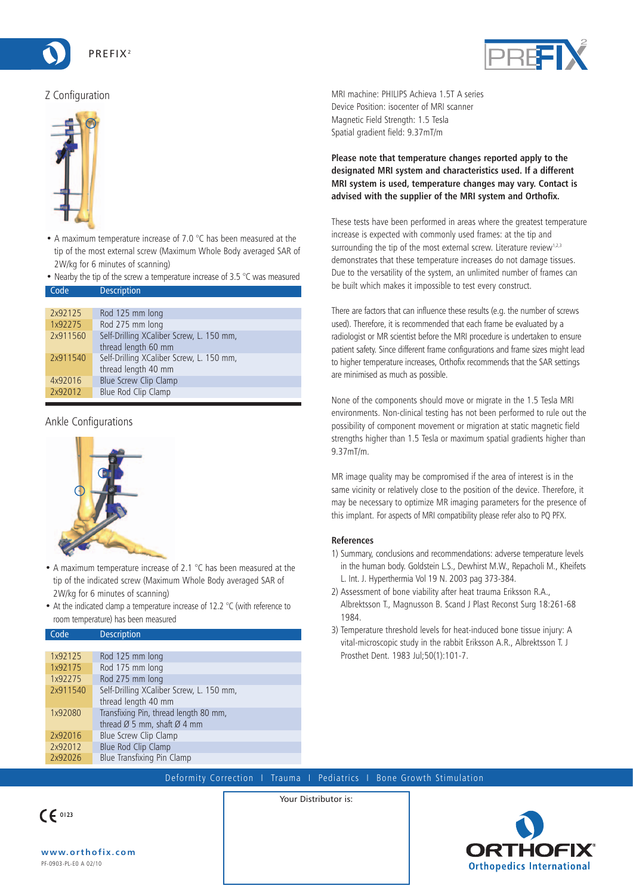## Z Configuration

- A maximum temperature increase of 7.0 °C has been measured at the tip of the most external screw (Maximum Whole Body averaged SAR of 2W/kg for 6 minutes of scanning)
- Nearby the tip of the screw a temperature increase of 3.5 °C was measured

| Code | Description |
|---|---|
| 2x92125 | Rod 125 mm long |
| 1x92275 | Rod 275 mm long |
| 2x911560 | Self-Drilling XCaliber Screw, L. 150 mm, thread length 60 mm |
| 2x911540 | Self-Drilling XCaliber Screw, L. 150 mm, thread length 40 mm |
| 4x92016 | Blue Screw Clip Clamp |
| 2x92012 | Blue Rod Clip Clamp |

## Ankle Configurations

- A maximum temperature increase of 2.1 °C has been measured at the tip of the indicated screw (Maximum Whole Body averaged SAR of 2W/kg for 6 minutes of scanning)
- At the indicated clamp a temperature increase of 12.2 °C (with reference to room temperature) has been measured

| Code | Description |
|---|---|
| 1x92125 | Rod 125 mm long |
| 1x92175 | Rod 175 mm long |
| 1x92275 | Rod 275 mm long |
| 2x911540 | Self-Drilling XCaliber Screw, L. 150 mm, thread length 40 mm |
| 1x92080 | Transfixing Pin, thread length 80 mm, thread Ø 5 mm, shaft Ø 4 mm |
| 2x92016 | Blue Screw Clip Clamp |
| 2x92012 | Blue Rod Clip Clamp |
| 2x92026 | Blue Transfixing Pin Clamp |

MRI machine: PHILIPS Achieva 1.5T A series
Device Position: isocenter of MRI scanner
Magnetic Field Strength: 1.5 Tesla
Spatial gradient field: 9.37mT/m

**Please note that temperature changes reported apply to the designated MRI system and characteristics used. If a different MRI system is used, temperature changes may vary. Contact is advised with the supplier of the MRI system and Orthofix.**

These tests have been performed in areas where the greatest temperature increase is expected with commonly used frames: at the tip and surrounding the tip of the most external screw. Literature review[1,2,3] demonstrates that these temperature increases do not damage tissues. Due to the versatility of the system, an unlimited number of frames can be built which makes it impossible to test every construct.

There are factors that can influence these results (e.g. the number of screws used). Therefore, it is recommended that each frame be evaluated by a radiologist or MR scientist before the MRI procedure is undertaken to ensure patient safety. Since different frame configurations and frame sizes might lead to higher temperature increases, Orthofix recommends that the SAR settings are minimised as much as possible.

None of the components should move or migrate in the 1.5 Tesla MRI environments. Non-clinical testing has not been performed to rule out the possibility of component movement or migration at static magnetic field strengths higher than 1.5 Tesla or maximum spatial gradients higher than 9.37mT/m.

MR image quality may be compromised if the area of interest is in the same vicinity or relatively close to the position of the device. Therefore, it may be necessary to optimize MR imaging parameters for the presence of this implant. For aspects of MRI compatibility please refer also to PQ PFX.

### References

1) Summary, conclusions and recommendations: adverse temperature levels in the human body. Goldstein L.S., Dewhirst M.W., Repacholi M., Kheifets L. Int. J. Hyperthermia Vol 19 N. 2003 pag 373-384.
2) Assessment of bone viability after heat trauma Eriksson R.A., Albrektsson T., Magnusson B. Scand J Plast Reconst Surg 18:261-68 1984.
3) Temperature threshold levels for heat-induced bone tissue injury: A vital-microscopic study in the rabbit Eriksson A.R., Albrektsson T. J Prosthet Dent. 1983 Jul;50(1):101-7.

Deformity Correction | Trauma | Pediatrics | Bone Growth Stimulation

CE 0123

Your Distributor is:

www.orthofix.com
PF-0903-PL-E0 A 02/10

ORTHOFIX®
Orthopedics International